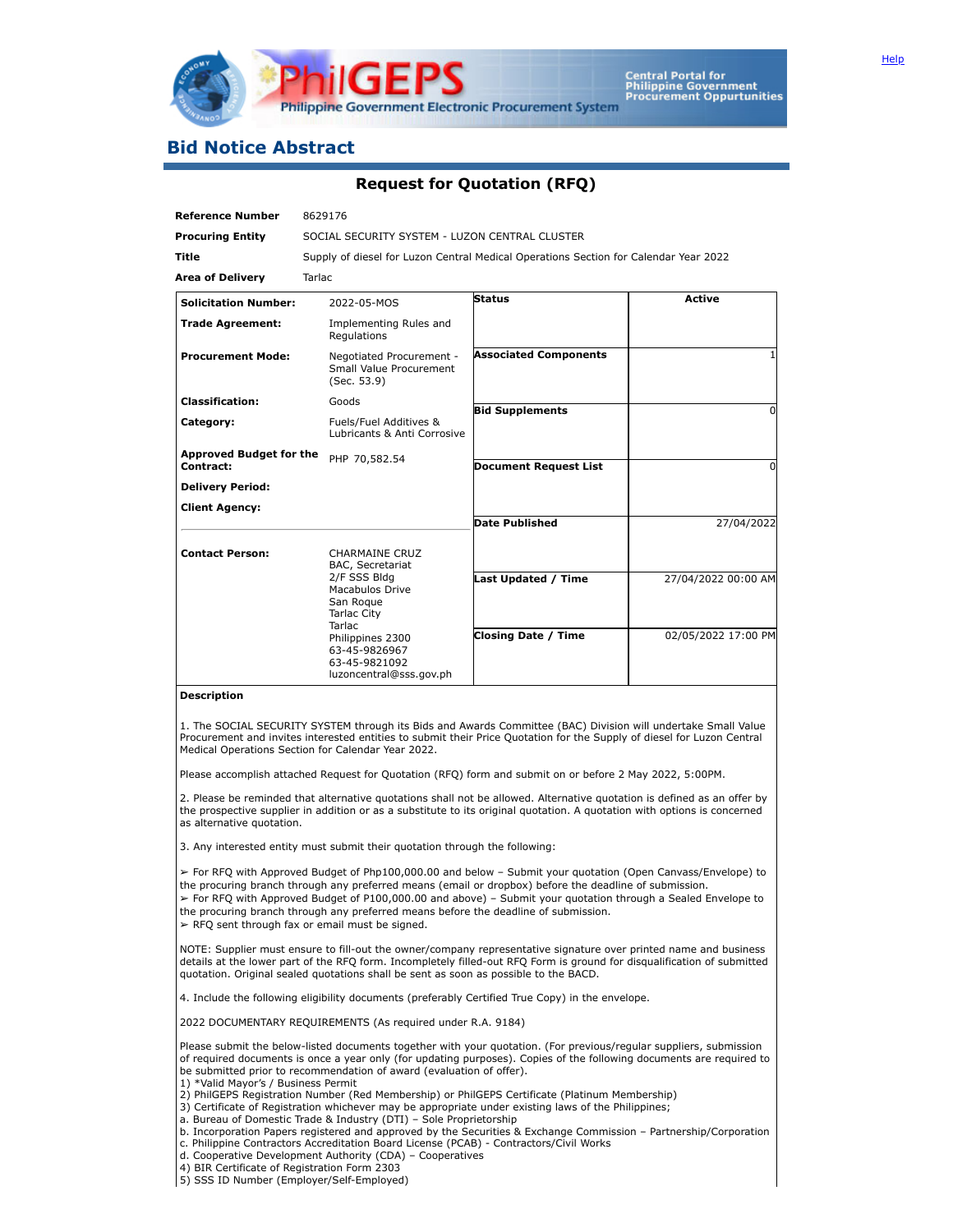Help

PhilGEPS
Philippine Government Electronic Procurement System

Central Portal for Philippine Government Procurement Oppurtunities

# Bid Notice Abstract

## Request for Quotation (RFQ)

| | |
|---|---|
| **Reference Number** | 8629176 |
| **Procuring Entity** | SOCIAL SECURITY SYSTEM - LUZON CENTRAL CLUSTER |
| **Title** | Supply of diesel for Luzon Central Medical Operations Section for Calendar Year 2022 |
| **Area of Delivery** | Tarlac |

| | | | |
|---|---|---|---|
| **Solicitation Number:** | 2022-05-MOS | **Status** | Active |
| **Trade Agreement:** | Implementing Rules and Regulations | | |
| **Procurement Mode:** | Negotiated Procurement - Small Value Procurement (Sec. 53.9) | **Associated Components** | 1 |
| **Classification:** | Goods | | |
| **Category:** | Fuels/Fuel Additives & Lubricants & Anti Corrosive | **Bid Supplements** | 0 |
| **Approved Budget for the Contract:** | PHP 70,582.54 | **Document Request List** | 0 |
| **Delivery Period:** | | | |
| **Client Agency:** | | **Date Published** | 27/04/2022 |
| **Contact Person:** | CHARMAINE CRUZ<br>BAC, Secretariat<br>2/F SSS Bldg<br>Macabulos Drive<br>San Roque<br>Tarlac City<br>Tarlac<br>Philippines 2300<br>63-45-9826967<br>63-45-9821092<br>luzoncentral@sss.gov.ph | **Last Updated / Time** | 27/04/2022 00:00 AM |
| | | **Closing Date / Time** | 02/05/2022 17:00 PM |

**Description**

1. The SOCIAL SECURITY SYSTEM through its Bids and Awards Committee (BAC) Division will undertake Small Value Procurement and invites interested entities to submit their Price Quotation for the Supply of diesel for Luzon Central Medical Operations Section for Calendar Year 2022.

Please accomplish attached Request for Quotation (RFQ) form and submit on or before 2 May 2022, 5:00PM.

2. Please be reminded that alternative quotations shall not be allowed. Alternative quotation is defined as an offer by the prospective supplier in addition or as a substitute to its original quotation. A quotation with options is concerned as alternative quotation.

3. Any interested entity must submit their quotation through the following:

➢ For RFQ with Approved Budget of Php100,000.00 and below – Submit your quotation (Open Canvass/Envelope) to the procuring branch through any preferred means (email or dropbox) before the deadline of submission.
➢ For RFQ with Approved Budget of P100,000.00 and above) – Submit your quotation through a Sealed Envelope to the procuring branch through any preferred means before the deadline of submission.
➢ RFQ sent through fax or email must be signed.

NOTE: Supplier must ensure to fill-out the owner/company representative signature over printed name and business details at the lower part of the RFQ form. Incompletely filled-out RFQ Form is ground for disqualification of submitted quotation. Original sealed quotations shall be sent as soon as possible to the BACD.

4. Include the following eligibility documents (preferably Certified True Copy) in the envelope.

2022 DOCUMENTARY REQUIREMENTS (As required under R.A. 9184)

Please submit the below-listed documents together with your quotation. (For previous/regular suppliers, submission of required documents is once a year only (for updating purposes). Copies of the following documents are required to be submitted prior to recommendation of award (evaluation of offer).
1) *Valid Mayor's / Business Permit
2) PhilGEPS Registration Number (Red Membership) or PhilGEPS Certificate (Platinum Membership)
3) Certificate of Registration whichever may be appropriate under existing laws of the Philippines;
a. Bureau of Domestic Trade & Industry (DTI) – Sole Proprietorship
b. Incorporation Papers registered and approved by the Securities & Exchange Commission – Partnership/Corporation
c. Philippine Contractors Accreditation Board License (PCAB) - Contractors/Civil Works
d. Cooperative Development Authority (CDA) – Cooperatives
4) BIR Certificate of Registration Form 2303
5) SSS ID Number (Employer/Self-Employed)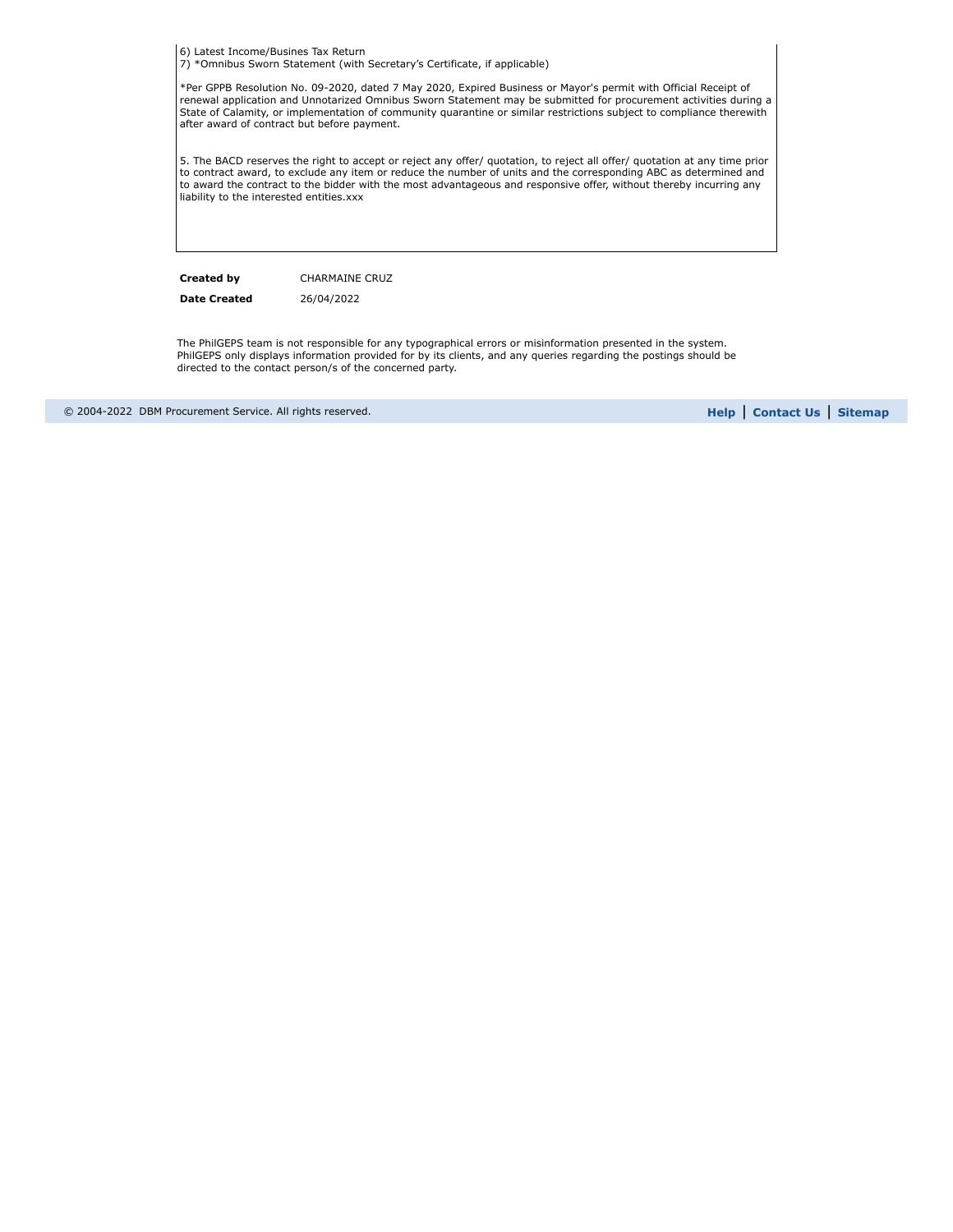6) Latest Income/Busines Tax Return
7) *Omnibus Sworn Statement (with Secretary's Certificate, if applicable)

*Per GPPB Resolution No. 09-2020, dated 7 May 2020, Expired Business or Mayor's permit with Official Receipt of renewal application and Unnotarized Omnibus Sworn Statement may be submitted for procurement activities during a State of Calamity, or implementation of community quarantine or similar restrictions subject to compliance therewith after award of contract but before payment.

5. The BACD reserves the right to accept or reject any offer/ quotation, to reject all offer/ quotation at any time prior to contract award, to exclude any item or reduce the number of units and the corresponding ABC as determined and to award the contract to the bidder with the most advantageous and responsive offer, without thereby incurring any liability to the interested entities.xxx

| | |
|---|---|
| **Created by** | CHARMAINE CRUZ |
| **Date Created** | 26/04/2022 |

The PhilGEPS team is not responsible for any typographical errors or misinformation presented in the system. PhilGEPS only displays information provided for by its clients, and any queries regarding the postings should be directed to the contact person/s of the concerned party.

© 2004-2022 DBM Procurement Service. All rights reserved.

**Help** | **Contact Us** | **Sitemap**